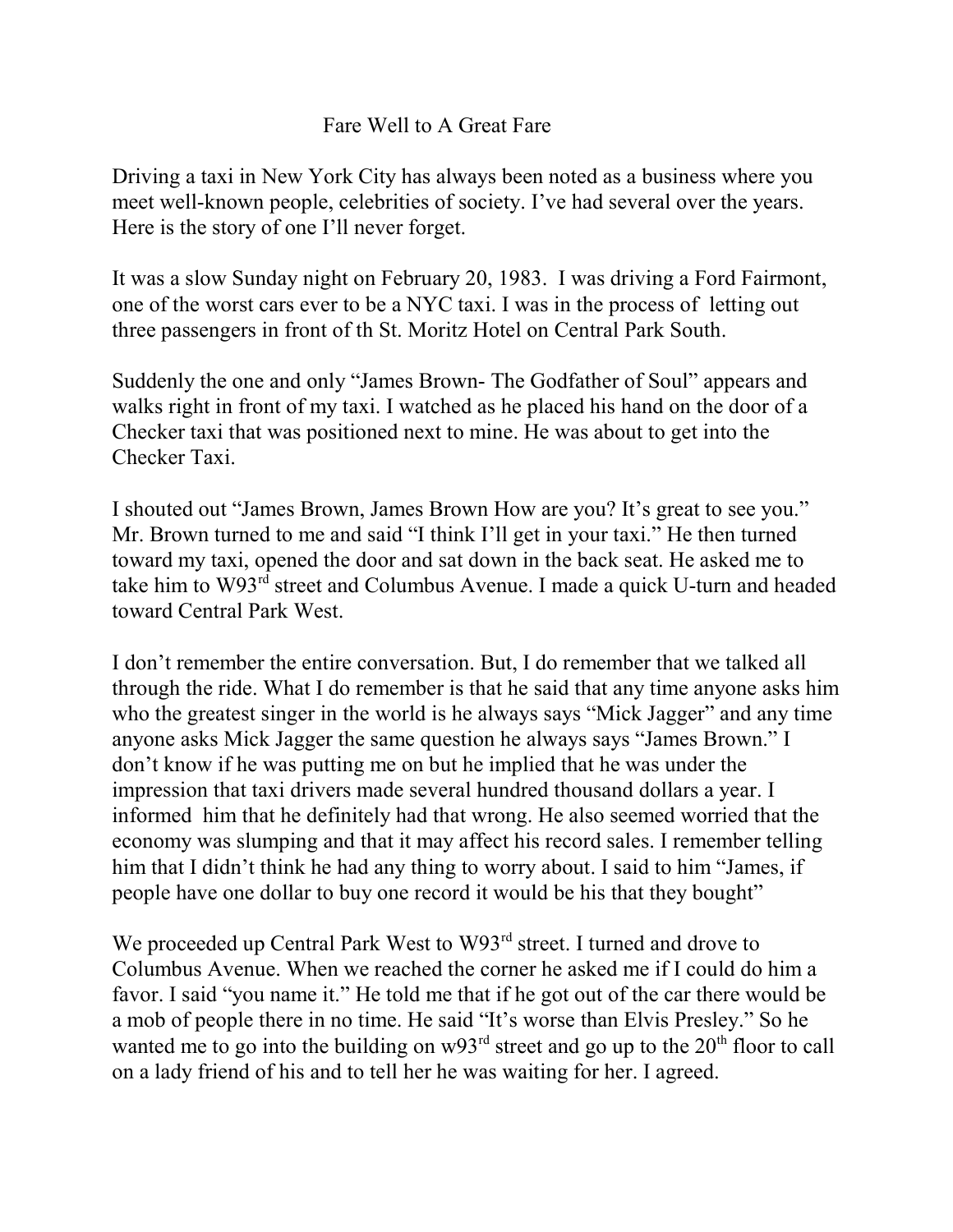# Fare Well to A Great Fare

Driving a taxi in New York City has always been noted as a business where you meet well-known people, celebrities of society. I've had several over the years. Here is the story of one I'll never forget.

It was a slow Sunday night on February 20, 1983. I was driving a Ford Fairmont, one of the worst cars ever to be a NYC taxi. I was in the process of letting out three passengers in front of th St. Moritz Hotel on Central Park South.

Suddenly the one and only "James Brown- The Godfather of Soul" appears and walks right in front of my taxi. I watched as he placed his hand on the door of a Checker taxi that was positioned next to mine. He was about to get into the Checker Taxi.

I shouted out "James Brown, James Brown How are you? It's great to see you." Mr. Brown turned to me and said "I think I'll get in your taxi." He then turned toward my taxi, opened the door and sat down in the back seat. He asked me to take him to W93rd street and Columbus Avenue. I made a quick U-turn and headed toward Central Park West.

I don't remember the entire conversation. But, I do remember that we talked all through the ride. What I do remember is that he said that any time anyone asks him who the greatest singer in the world is he always says "Mick Jagger" and any time anyone asks Mick Jagger the same question he always says "James Brown." I don't know if he was putting me on but he implied that he was under the impression that taxi drivers made several hundred thousand dollars a year. I informed him that he definitely had that wrong. He also seemed worried that the economy was slumping and that it may affect his record sales. I remember telling him that I didn't think he had any thing to worry about. I said to him "James, if people have one dollar to buy one record it would be his that they bought"

We proceeded up Central Park West to W93rd street. I turned and drove to Columbus Avenue. When we reached the corner he asked me if I could do him a favor. I said "you name it." He told me that if he got out of the car there would be a mob of people there in no time. He said "It's worse than Elvis Presley." So he wanted me to go into the building on w93rd street and go up to the 20th floor to call on a lady friend of his and to tell her he was waiting for her. I agreed.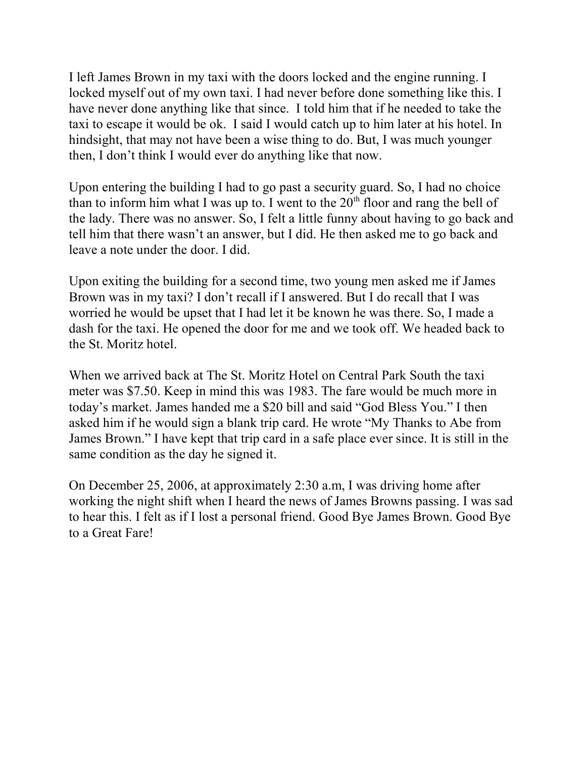I left James Brown in my taxi with the doors locked and the engine running. I locked myself out of my own taxi. I had never before done something like this. I have never done anything like that since. I told him that if he needed to take the taxi to escape it would be ok. I said I would catch up to him later at his hotel. In hindsight, that may not have been a wise thing to do. But, I was much younger then, I don't think I would ever do anything like that now.

Upon entering the building I had to go past a security guard. So, I had no choice than to inform him what I was up to. I went to the 20th floor and rang the bell of the lady. There was no answer. So, I felt a little funny about having to go back and tell him that there wasn't an answer, but I did. He then asked me to go back and leave a note under the door. I did.

Upon exiting the building for a second time, two young men asked me if James Brown was in my taxi? I don't recall if I answered. But I do recall that I was worried he would be upset that I had let it be known he was there. So, I made a dash for the taxi. He opened the door for me and we took off. We headed back to the St. Moritz hotel.

When we arrived back at The St. Moritz Hotel on Central Park South the taxi meter was $7.50. Keep in mind this was 1983. The fare would be much more in today's market. James handed me a $20 bill and said "God Bless You." I then asked him if he would sign a blank trip card. He wrote "My Thanks to Abe from James Brown." I have kept that trip card in a safe place ever since. It is still in the same condition as the day he signed it.

On December 25, 2006, at approximately 2:30 a.m, I was driving home after working the night shift when I heard the news of James Browns passing. I was sad to hear this. I felt as if I lost a personal friend. Good Bye James Brown. Good Bye to a Great Fare!